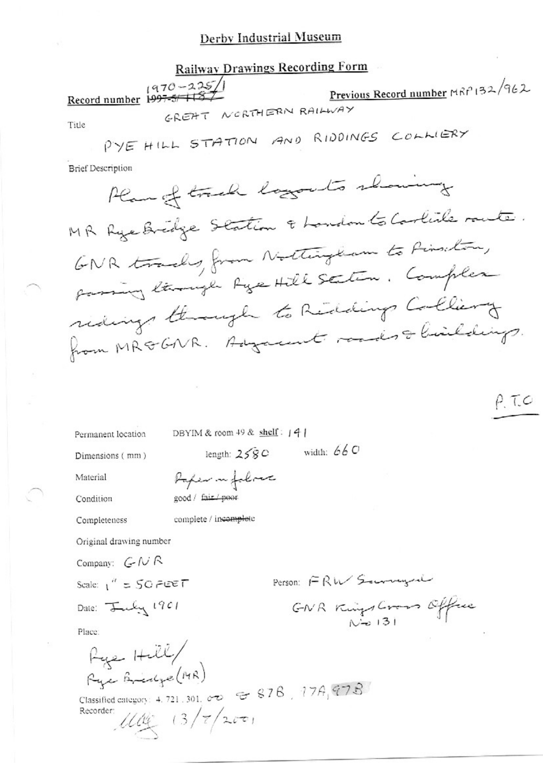# Derby Industrial Museum

## Railway Drawings Recording Form

**Record number** 1970-225/1 ~~1997-5/118~~

**Previous Record number** MRP132/962

**Title**

GREAT NORTHERN RAILWAY

PYE HILL STATION AND RIDDINGS COLLIERY

**Brief Description**

Plan of track layouts showing MR Pye Bridge Station & London to Carlisle route. GNR tracks from Nottingham to Pinxton, passing through Pye Hill Station. Complex sidings through to Riddings Colliery from MR & GNR. Adjacent roads & buildings.

P.T.O

**Permanent location** DBYIM & room 49 & shelf: 141

**Dimensions (mm)** length: 2580 width: 660

**Material** Paper on fabric

**Condition** good / ~~fair / poor~~

**Completeness** complete / ~~incomplete~~

**Original drawing number**

**Company:** GNR

**Scale:** 1" = 50 FEET

**Person:** FRW Surveyed

**Date:** July 1901

GNR Kings Cross Office No 131

**Place:**

Pye Hill/
Pye Bridge (MR)

**Classified category:** 4.721.301.000 & 87B, 17A, 97B

**Recorder:** [initials] 13/7/2001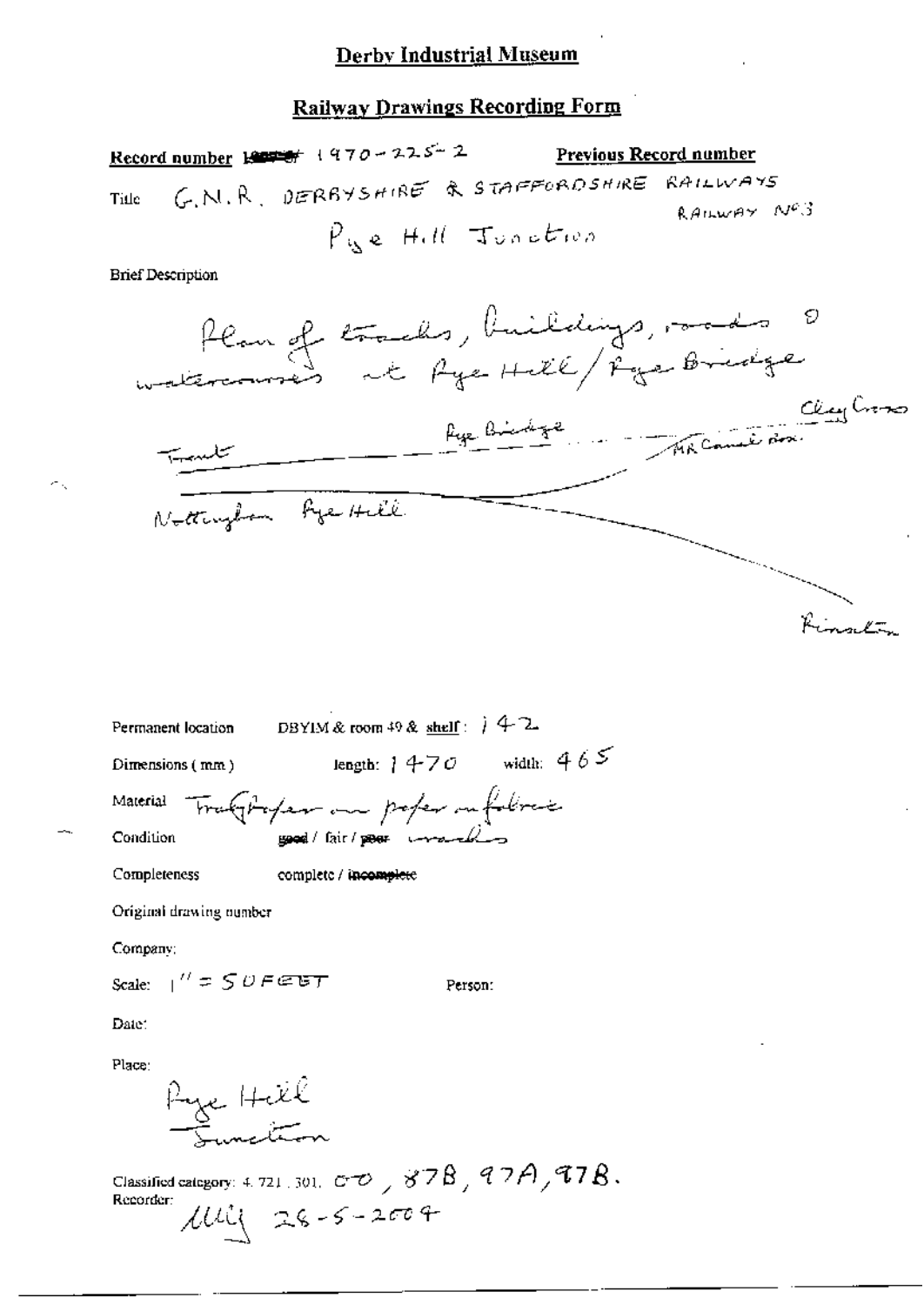# Derby Industrial Museum

## Railway Drawings Recording Form

**Record number** 1970-225-2 **Previous Record number**

Title G.N.R. DERBYSHIRE & STAFFORDSHIRE RAILWAYS RAILWAY No3

Pye Hill Junction

Brief Description

Plan of tracks, buildings, roads & watercourses at Pye Hill / Pye Bridge

Trent — Pye Bridge — MR Canal box — Clay Cross

Nottingham Pye Hill

Kimberley

Permanent location DBYIM & room 49 & shelf: 142

Dimensions (mm) length: 1470 width: 465

Material Tracing paper on paper on fabric

Condition good / fair / ~~poor~~ cracks

Completeness complete / ~~incomplete~~

Original drawing number

Company:

Scale: 1" = 50 FEET

Person:

Date:

Place:

Pye Hill Junction

Classified category: 4. 721. 301. C.O., 87B, 97A, 97B.

Recorder: MM 28-5-2004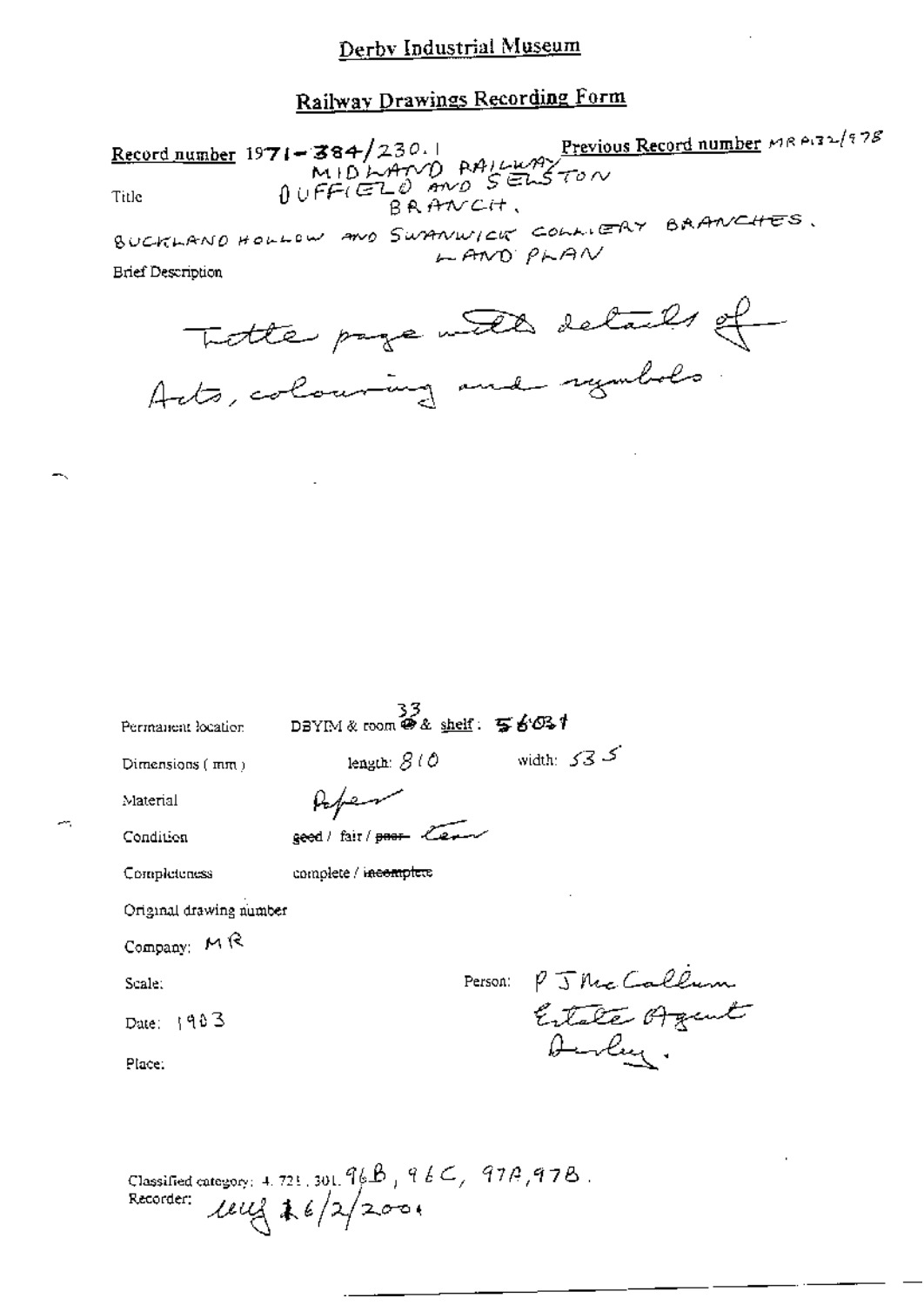## Derby Industrial Museum

## Railway Drawings Recording Form

**Record number** 1971-384/230.1 **Previous Record number** MR P132/978

Title MIDLAND RAILWAY DUFFIELD AND SELSTON BRANCH.

BUCKLAND HOLLOW AND SWANWICK COLLIERY BRANCHES. LAND PLAN

Brief Description

Title page with details of Acts, colouring and symbols

Permanent location DBYIM & room 33 & shelf: 56031

Dimensions (mm) length: 810 width: 535

Material Paper

Condition ~~good~~ / fair / ~~poor~~ Torn

Completeness complete / ~~incomplete~~

Original drawing number

Company: MR

Scale:

Date: 1903

Place:

Person: P J McCallum Estate Agent Derby.

Classified category: 4. 721. 301. 96B, 96C, 97A, 97B.

Recorder: uug 26/2/2001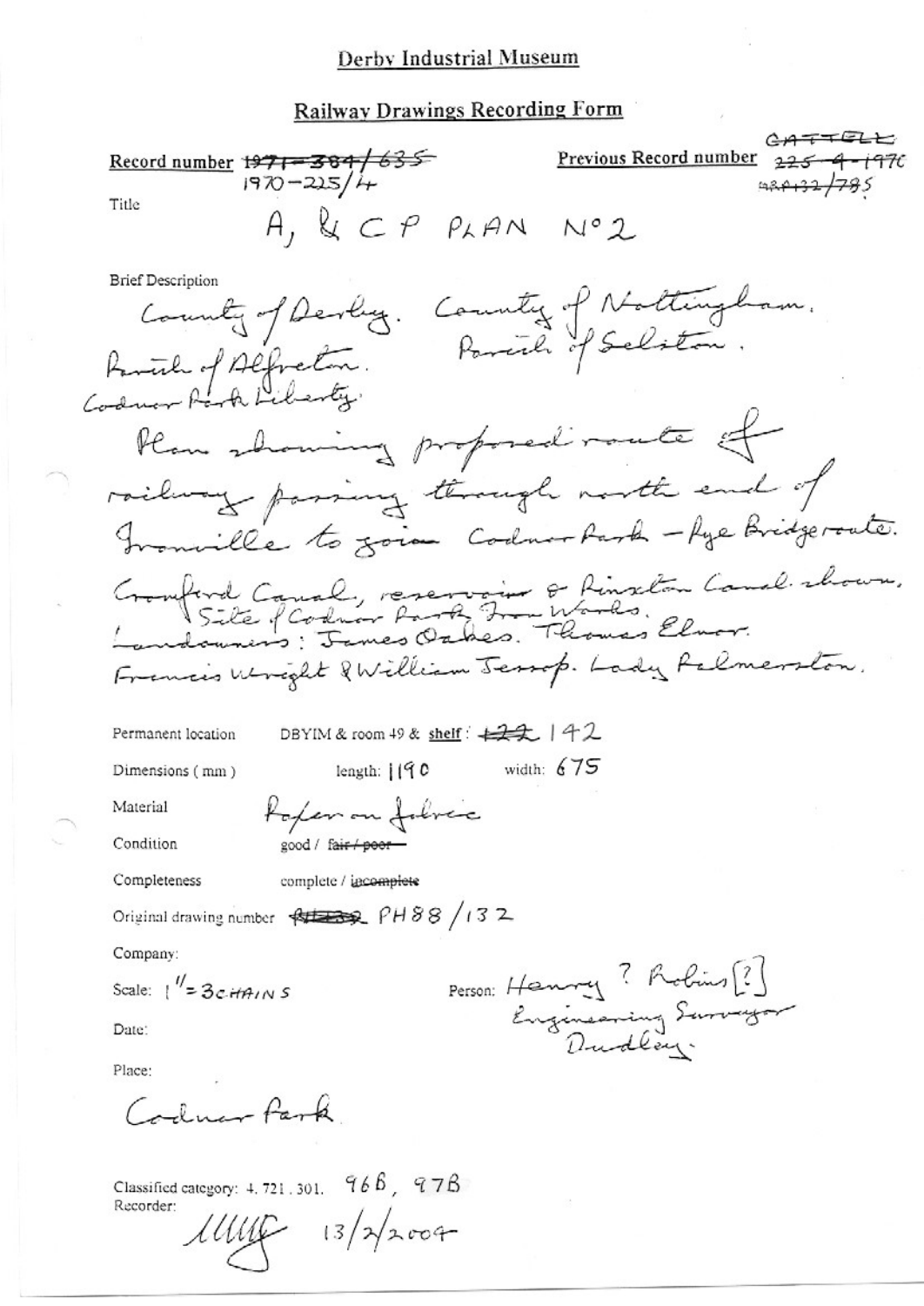# Derby Industrial Museum

## Railway Drawings Recording Form

**Record number** ~~1971-384/635~~ 1970-225/4

**Previous Record number** ~~CATTELL~~ ~~225-4-1970~~ ~~1984-122/785~~

**Title**

A, & C P PLAN N°2

**Brief Description**

County of Derby. County of Nottingham.
Parish of Alfreton. Parish of Selston.
Codnor Park Liberty.

Plan showing proposed route of railway passing through north end of Ironville to join Codnor Park – Pye Bridge route.

Cromford Canal, reservoir & Pinxton Canal shown.
Site of Codnor Park Iron Works.
Landowners: James Oakes. Thomas Elnor.
Francis Wright & William Jessop. Lady Palmerston.

**Permanent location** DBYIM & room 49 & shelf: ~~22~~ 142

**Dimensions ( mm )** length: 1190 width: 675

**Material** Paper on fabric

**Condition** good / ~~fair / poor~~

**Completeness** complete / ~~incomplete~~

**Original drawing number** ~~A&CP2~~ PH88/132

**Company:**

**Scale:** 1" = 3 CHAINS

**Person:** Henry ? Robins [?] Engineering Surveyor Dudley.

**Date:**

**Place:**

Codnor Park

**Classified category:** 4. 721. 301. 96B, 97B

**Recorder:**

13/2/2004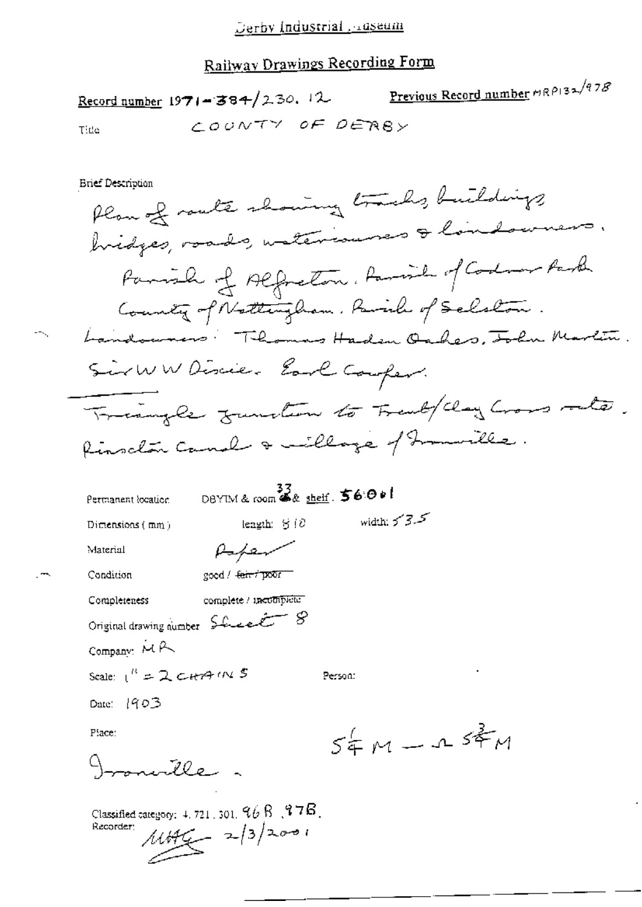Derby Industrial Museum

## Railway Drawings Recording Form

Record number 1971-384/230.12    Previous Record number MRP132/978

Title    COUNTY OF DERBY

Brief Description

Plan of route showing tracks, buildings, bridges, roads, watercourses & landowners.
Parish of Alfreton. Parish of Codnor Park
County of Nottingham. Parish of Selston.
Landowners: Thomas Haden Oakes, John Martin.
Sir W W Dixie. Earl Cowper.

Triangle Junction to Trent/Clay Cross route.
Pinxton Canal & village of Ironville.

Permanent location    DBYIM & room 33 & shelf. 56001

Dimensions (mm)    length: 810    width: 535

Material    Paper

Condition    good / ~~fair / poor~~

Completeness    complete / ~~incomplete~~

Original drawing number    Sheet 8

Company: MR

Scale: 1" = 2 CHAINS    Person:

Date: 1903

Place:

Ironville.

$5\frac{1}{4}$M — $5\frac{3}{4}$M

Classified category: 4.721.301.96B,97B.

Recorder: MHG 2/3/2001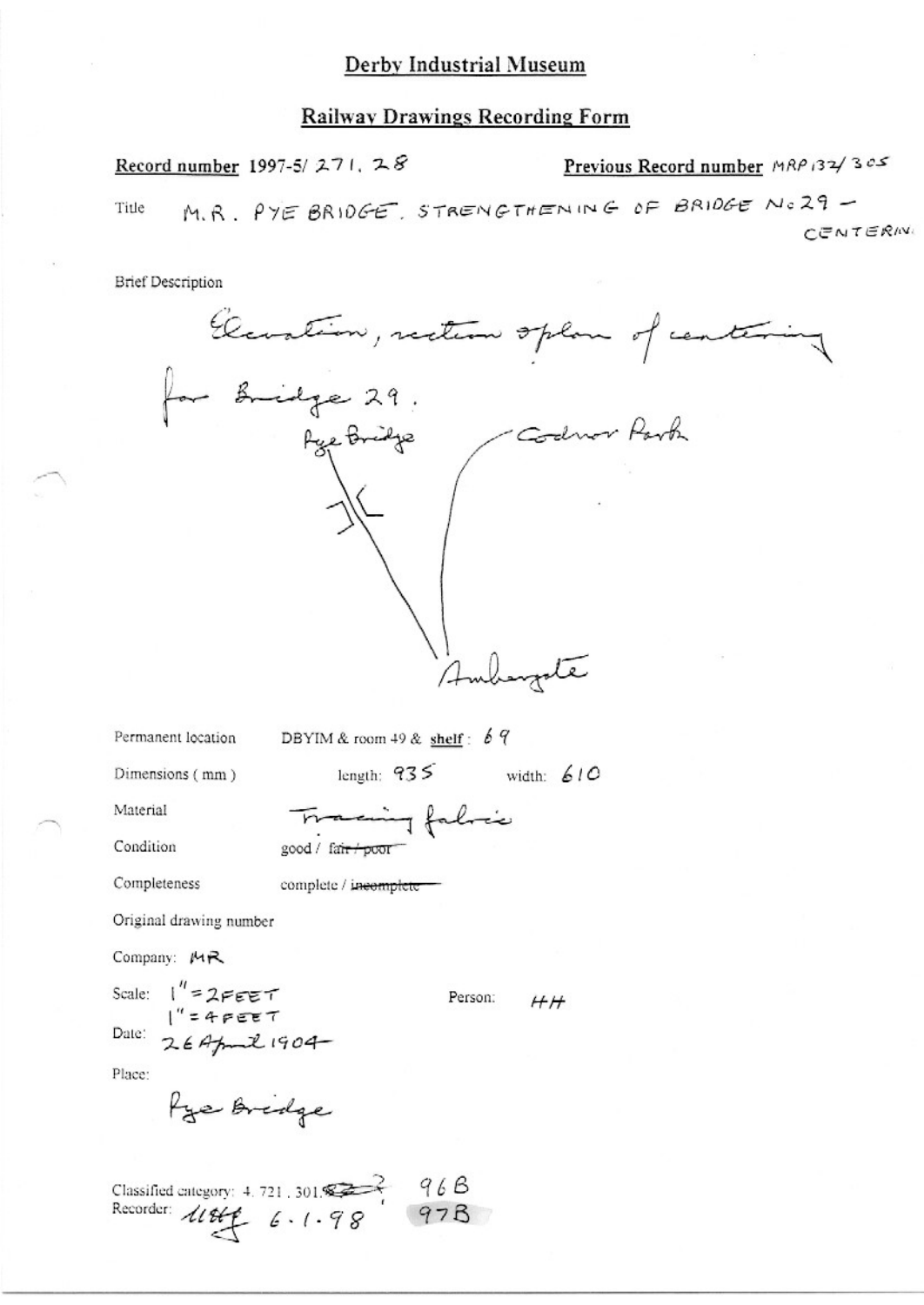# Derby Industrial Museum

## Railway Drawings Recording Form

**Record number** 1997-5/ 271. 28 **Previous Record number** MRP 132/ 305

Title M.R. PYE BRIDGE. STRENGTHENING OF BRIDGE No 29 – CENTERING

Brief Description

Elevation, section & plan of centering for Bridge 29.

Pye Bridge

Codnor Park

Ambergate

Permanent location DBYIM & room 49 & **shelf**: 69

Dimensions (mm) length: 935 width: 610

Material Tracing fabric

Condition good / ~~fair / poor~~

Completeness complete / ~~incomplete~~

Original drawing number

Company: MR

Scale: 1" = 2FEET
1" = 4FEET

Person: HH

Date: 26 April 1904

Place:

Pye Bridge

Classified category: 4. 721. 301. 96B 97B

Recorder: 6.1.98